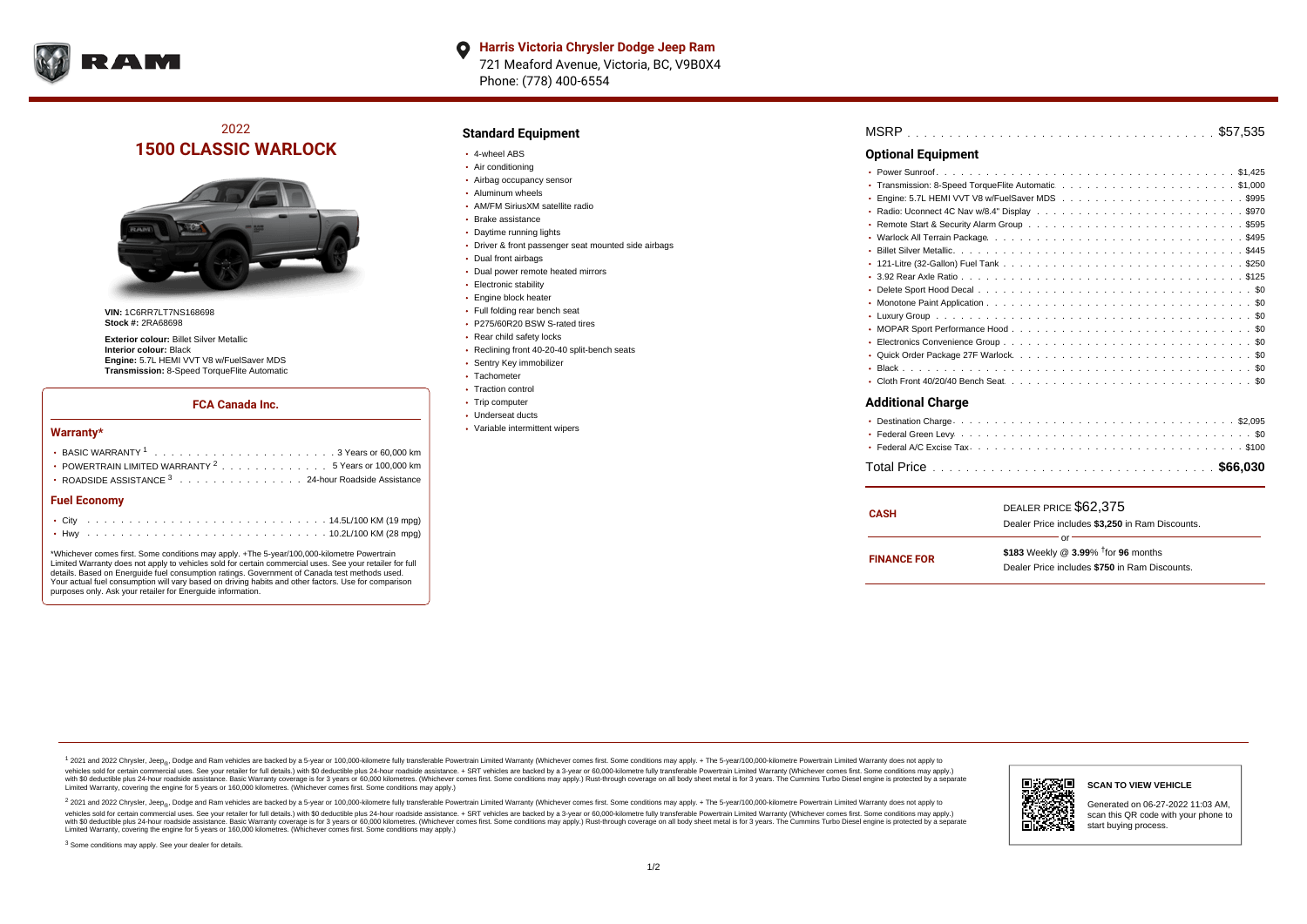**Harris Victoria Chrysler Dodge Jeep Ram**
721 Meaford Avenue, Victoria, BC, V9B0X4
Phone: (778) 400-6554

# 2022 1500 CLASSIC WARLOCK

**VIN:** 1C6RR7LT7NS168698
**Stock #:** 2RA68698

**Exterior colour:** Billet Silver Metallic
**Interior colour:** Black
**Engine:** 5.7L HEMI VVT V8 w/FuelSaver MDS
**Transmission:** 8-Speed TorqueFlite Automatic

## FCA Canada Inc.

### Warranty*

- BASIC WARRANTY [1] . . . . . . . . . . 3 Years or 60,000 km
- POWERTRAIN LIMITED WARRANTY [2] . . . . . . . . . . 5 Years or 100,000 km
- ROADSIDE ASSISTANCE [3] . . . . . . . . . . 24-hour Roadside Assistance

### Fuel Economy

- City . . . . . . . . . . 14.5L/100 KM (19 mpg)
- Hwy . . . . . . . . . . 10.2L/100 KM (28 mpg)

*Whichever comes first. Some conditions may apply. +The 5-year/100,000-kilometre Powertrain Limited Warranty does not apply to vehicles sold for certain commercial uses. See your retailer for full details. Based on Energuide fuel consumption ratings. Government of Canada test methods used. Your actual fuel consumption will vary based on driving habits and other factors. Use for comparison purposes only. Ask your retailer for Energuide information.

## Standard Equipment

- 4-wheel ABS
- Air conditioning
- Airbag occupancy sensor
- Aluminum wheels
- AM/FM SiriusXM satellite radio
- Brake assistance
- Daytime running lights
- Driver & front passenger seat mounted side airbags
- Dual front airbags
- Dual power remote heated mirrors
- Electronic stability
- Engine block heater
- Full folding rear bench seat
- P275/60R20 BSW S-rated tires
- Rear child safety locks
- Reclining front 40-20-40 split-bench seats
- Sentry Key immobilizer
- Tachometer
- Traction control
- Trip computer
- Underseat ducts
- Variable intermittent wipers

MSRP . . . . . . . . . . $57,535

## Optional Equipment

- Power Sunroof . . . . . . . . . . $1,425
- Transmission: 8-Speed TorqueFlite Automatic . . . . . . . . . . $1,000
- Engine: 5.7L HEMI VVT V8 w/FuelSaver MDS . . . . . . . . . . $995
- Radio: Uconnect 4C Nav w/8.4" Display . . . . . . . . . . $970
- Remote Start & Security Alarm Group . . . . . . . . . . $595
- Warlock All Terrain Package . . . . . . . . . . $495
- Billet Silver Metallic . . . . . . . . . . $445
- 121-Litre (32-Gallon) Fuel Tank . . . . . . . . . . $250
- 3.92 Rear Axle Ratio . . . . . . . . . . $125
- Delete Sport Hood Decal . . . . . . . . . . $0
- Monotone Paint Application . . . . . . . . . . $0
- Luxury Group . . . . . . . . . . $0
- MOPAR Sport Performance Hood . . . . . . . . . . $0
- Electronics Convenience Group . . . . . . . . . . $0
- Quick Order Package 27F Warlock . . . . . . . . . . $0
- Black . . . . . . . . . . $0
- Cloth Front 40/20/40 Bench Seat . . . . . . . . . . $0

## Additional Charge

- Destination Charge . . . . . . . . . . $2,095
- Federal Green Levy . . . . . . . . . . $0
- Federal A/C Excise Tax . . . . . . . . . . $100

Total Price . . . . . . . . . . **$66,030**

**CASH**
DEALER PRICE $62,375
Dealer Price includes **$3,250** in Ram Discounts.

or

**FINANCE FOR**
**$183** Weekly @ **3.99%** †for **96** months
Dealer Price includes **$750** in Ram Discounts.

[1] 2021 and 2022 Chrysler, Jeep®, Dodge and Ram vehicles are backed by a 5-year or 100,000-kilometre fully transferable Powertrain Limited Warranty (Whichever comes first. Some conditions may apply. + The 5-year/100,000-kilometre Powertrain Limited Warranty does not apply to vehicles sold for certain commercial uses. See your retailer for full details.) with $0 deductible plus 24-hour roadside assistance. + SRT vehicles are backed by a 3-year or 60,000-kilometre fully transferable Powertrain Limited Warranty (Whichever comes first. Some conditions may apply.) with $0 deductible plus 24-hour roadside assistance. Basic Warranty coverage is for 3 years or 60,000 kilometres. (Whichever comes first. Some conditions may apply.) Rust-through coverage on all body sheet metal is for 3 years. The Cummins Turbo Diesel engine is protected by a separate Limited Warranty, covering the engine for 5 years or 160,000 kilometres. (Whichever comes first. Some conditions may apply.)

[2] 2021 and 2022 Chrysler, Jeep®, Dodge and Ram vehicles are backed by a 5-year or 100,000-kilometre fully transferable Powertrain Limited Warranty (Whichever comes first. Some conditions may apply. + The 5-year/100,000-kilometre Powertrain Limited Warranty does not apply to vehicles sold for certain commercial uses. See your retailer for full details.) with $0 deductible plus 24-hour roadside assistance. + SRT vehicles are backed by a 3-year or 60,000-kilometre fully transferable Powertrain Limited Warranty (Whichever comes first. Some conditions may apply.) with $0 deductible plus 24-hour roadside assistance. Basic Warranty coverage is for 3 years or 60,000 kilometres. (Whichever comes first. Some conditions may apply.) Rust-through coverage on all body sheet metal is for 3 years. The Cummins Turbo Diesel engine is protected by a separate Limited Warranty, covering the engine for 5 years or 160,000 kilometres. (Whichever comes first. Some conditions may apply.)

[3] Some conditions may apply. See your dealer for details.

**SCAN TO VIEW VEHICLE**

Generated on 06-27-2022 11:03 AM, scan this QR code with your phone to start buying process.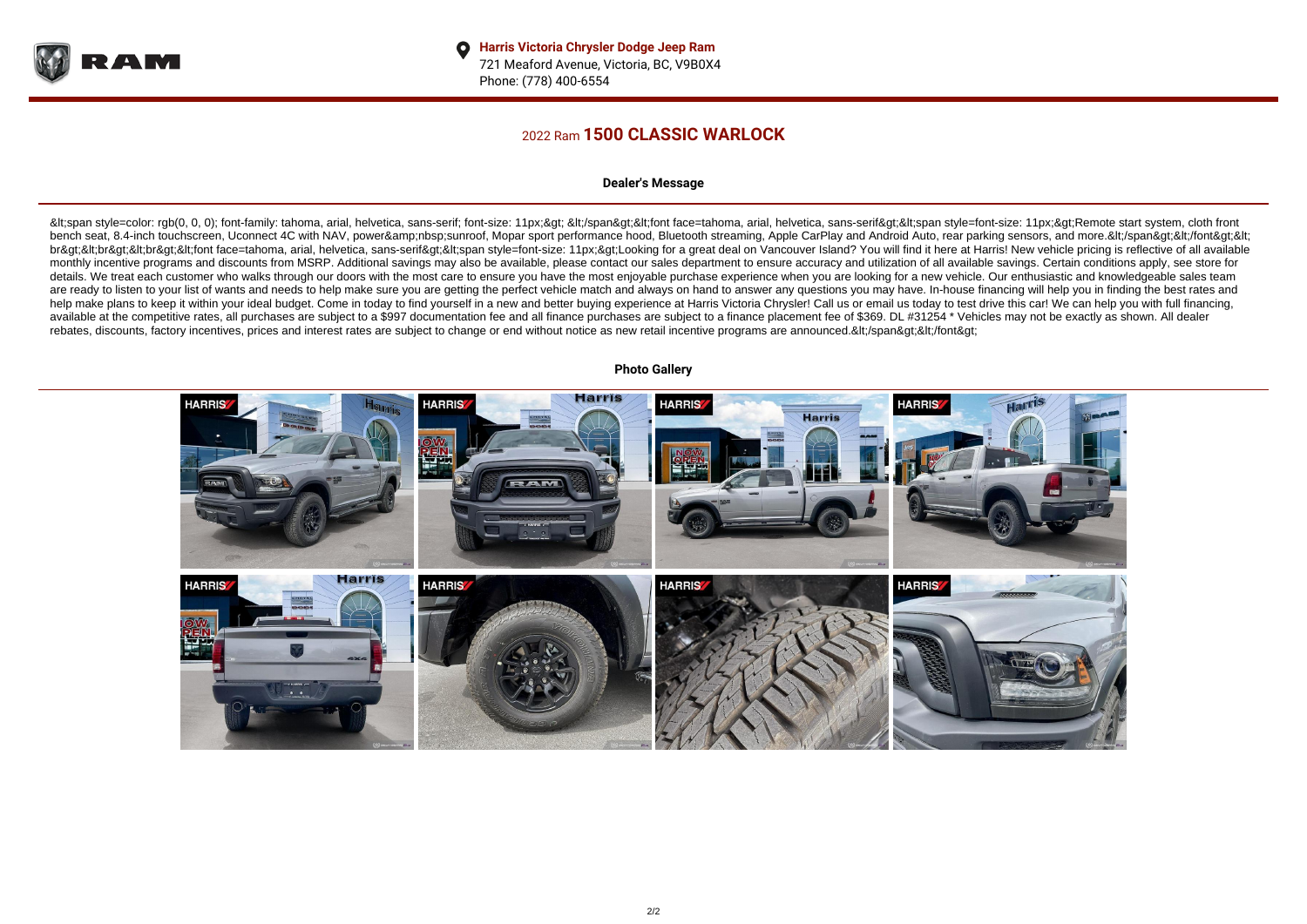**Harris Victoria Chrysler Dodge Jeep Ram**
721 Meaford Avenue, Victoria, BC, V9B0X4
Phone: (778) 400-6554

# 2022 Ram **1500 CLASSIC WARLOCK**

## Dealer's Message

&lt;span style=color: rgb(0, 0, 0); font-family: tahoma, arial, helvetica, sans-serif; font-size: 11px;&gt; &lt;/span&gt;&lt;font face=tahoma, arial, helvetica, sans-serif&gt;&lt;span style=font-size: 11px;&gt;Remote start system, cloth front bench seat, 8.4-inch touchscreen, Uconnect 4C with NAV, power&amp;nbsp;sunroof, Mopar sport performance hood, Bluetooth streaming, Apple CarPlay and Android Auto, rear parking sensors, and more.&lt;/span&gt;&lt;/font&gt;&lt; br&gt;&lt;br&gt;&lt;br&gt;&lt;font face=tahoma, arial, helvetica, sans-serif&gt;&lt;span style=font-size: 11px;&gt;Looking for a great deal on Vancouver Island? You will find it here at Harris! New vehicle pricing is reflective of all available monthly incentive programs and discounts from MSRP. Additional savings may also be available, please contact our sales department to ensure accuracy and utilization of all available savings. Certain conditions apply, see store for details. We treat each customer who walks through our doors with the most care to ensure you have the most enjoyable purchase experience when you are looking for a new vehicle. Our enthusiastic and knowledgeable sales team are ready to listen to your list of wants and needs to help make sure you are getting the perfect vehicle match and always on hand to answer any questions you may have. In-house financing will help you in finding the best rates and help make plans to keep it within your ideal budget. Come in today to find yourself in a new and better buying experience at Harris Victoria Chrysler! Call us or email us today to test drive this car! We can help you with full financing, available at the competitive rates, all purchases are subject to a $997 documentation fee and all finance purchases are subject to a finance placement fee of $369. DL #31254 * Vehicles may not be exactly as shown. All dealer rebates, discounts, factory incentives, prices and interest rates are subject to change or end without notice as new retail incentive programs are announced.&lt;/span&gt;&lt;/font&gt;

## Photo Gallery